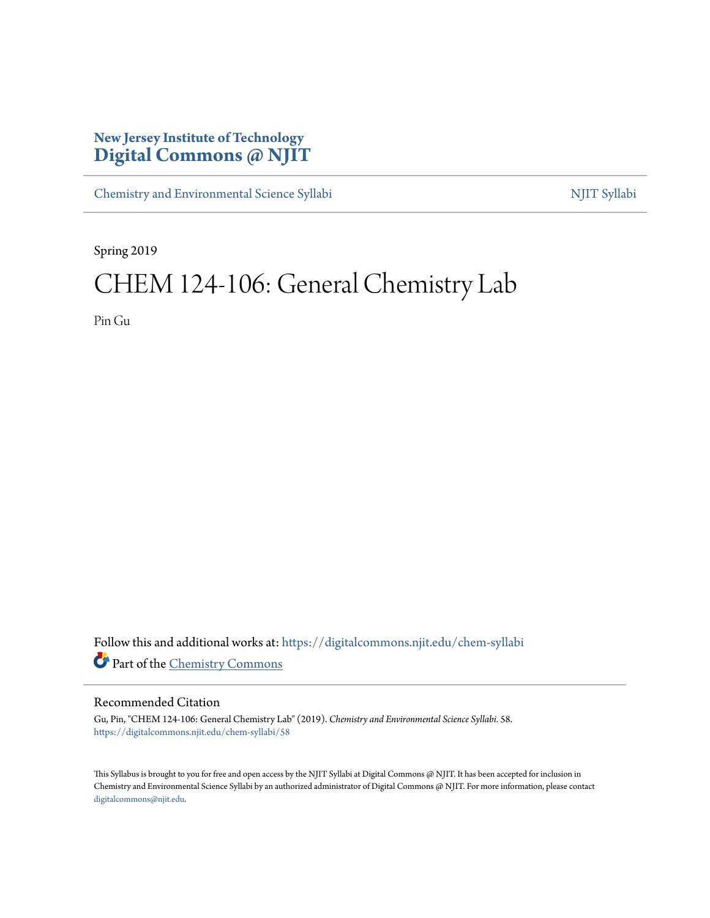New Jersey Institute of Technology
# Digital Commons @ NJIT

Chemistry and Environmental Science Syllabi NJIT Syllabi

Spring 2019

# CHEM 124-106: General Chemistry Lab

Pin Gu

Follow this and additional works at: https://digitalcommons.njit.edu/chem-syllabi

Part of the Chemistry Commons

## Recommended Citation

Gu, Pin, "CHEM 124-106: General Chemistry Lab" (2019). *Chemistry and Environmental Science Syllabi*. 58.
https://digitalcommons.njit.edu/chem-syllabi/58

This Syllabus is brought to you for free and open access by the NJIT Syllabi at Digital Commons @ NJIT. It has been accepted for inclusion in Chemistry and Environmental Science Syllabi by an authorized administrator of Digital Commons @ NJIT. For more information, please contact digitalcommons@njit.edu.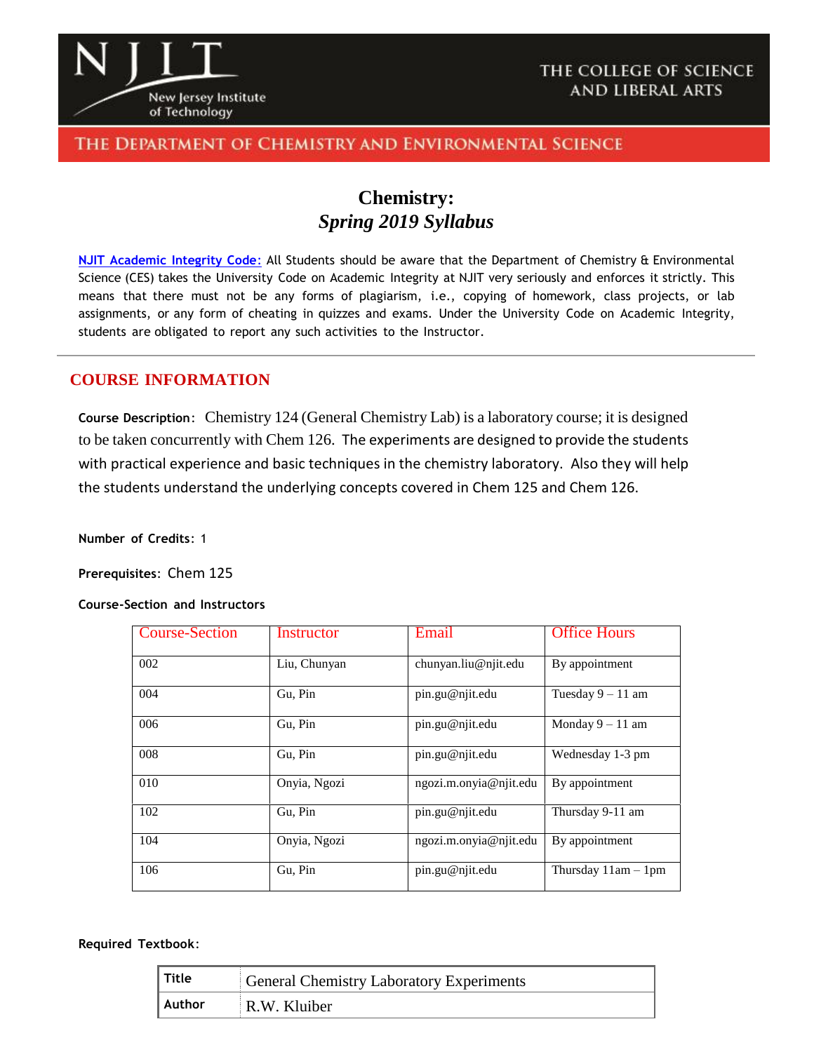THE COLLEGE OF SCIENCE AND LIBERAL ARTS

THE DEPARTMENT OF CHEMISTRY AND ENVIRONMENTAL SCIENCE

# Chemistry:
## *Spring 2019 Syllabus*

NJIT Academic Integrity Code: All Students should be aware that the Department of Chemistry & Environmental Science (CES) takes the University Code on Academic Integrity at NJIT very seriously and enforces it strictly. This means that there must not be any forms of plagiarism, i.e., copying of homework, class projects, or lab assignments, or any form of cheating in quizzes and exams. Under the University Code on Academic Integrity, students are obligated to report any such activities to the Instructor.

---

## COURSE INFORMATION

**Course Description**: Chemistry 124 (General Chemistry Lab) is a laboratory course; it is designed to be taken concurrently with Chem 126. The experiments are designed to provide the students with practical experience and basic techniques in the chemistry laboratory. Also they will help the students understand the underlying concepts covered in Chem 125 and Chem 126.

**Number of Credits**: 1

**Prerequisites**: Chem 125

**Course-Section and Instructors**

| Course-Section | Instructor | Email | Office Hours |
|---|---|---|---|
| 002 | Liu, Chunyan | chunyan.liu@njit.edu | By appointment |
| 004 | Gu, Pin | pin.gu@njit.edu | Tuesday 9 – 11 am |
| 006 | Gu, Pin | pin.gu@njit.edu | Monday 9 – 11 am |
| 008 | Gu, Pin | pin.gu@njit.edu | Wednesday 1-3 pm |
| 010 | Onyia, Ngozi | ngozi.m.onyia@njit.edu | By appointment |
| 102 | Gu, Pin | pin.gu@njit.edu | Thursday 9-11 am |
| 104 | Onyia, Ngozi | ngozi.m.onyia@njit.edu | By appointment |
| 106 | Gu, Pin | pin.gu@njit.edu | Thursday 11am – 1pm |

**Required Textbook**:

| **Title** | General Chemistry Laboratory Experiments |
|---|---|
| **Author** | R.W. Kluiber |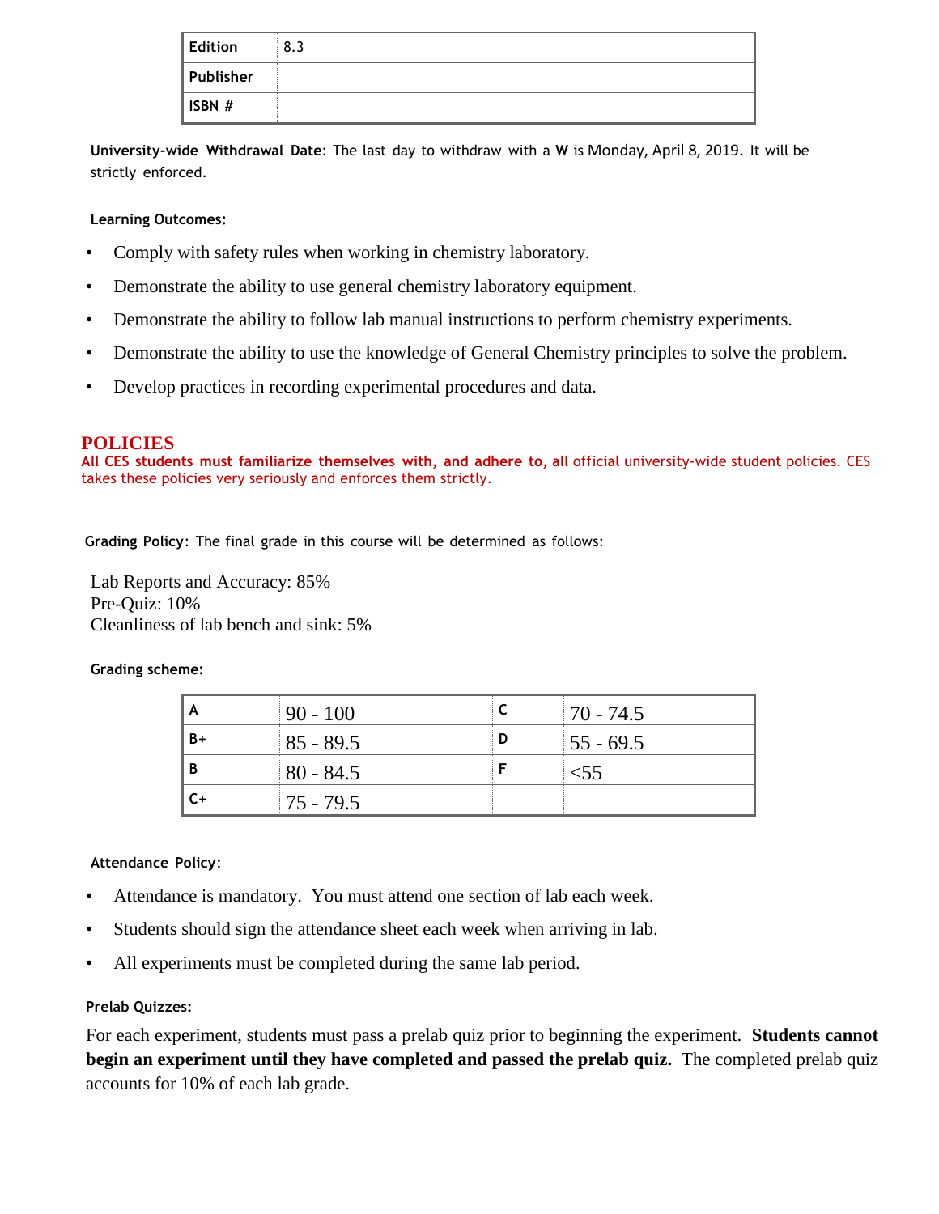| Edition | 8.3 |
| --- | --- |
| Publisher | |
| ISBN # | |

**University-wide Withdrawal Date**: The last day to withdraw with a **W** is Monday, April 8, 2019. It will be strictly enforced.

**Learning Outcomes:**

- Comply with safety rules when working in chemistry laboratory.
- Demonstrate the ability to use general chemistry laboratory equipment.
- Demonstrate the ability to follow lab manual instructions to perform chemistry experiments.
- Demonstrate the ability to use the knowledge of General Chemistry principles to solve the problem.
- Develop practices in recording experimental procedures and data.

## POLICIES

**All CES students must familiarize themselves with, and adhere to, all** official university-wide student policies. CES takes these policies very seriously and enforces them strictly.

**Grading Policy**: The final grade in this course will be determined as follows:

Lab Reports and Accuracy: 85%
Pre-Quiz: 10%
Cleanliness of lab bench and sink: 5%

**Grading scheme:**

| A | 90 - 100 | C | 70 - 74.5 |
| --- | --- | --- | --- |
| B+ | 85 - 89.5 | D | 55 - 69.5 |
| B | 80 - 84.5 | F | <55 |
| C+ | 75 - 79.5 | | |

**Attendance Policy**:

- Attendance is mandatory. You must attend one section of lab each week.
- Students should sign the attendance sheet each week when arriving in lab.
- All experiments must be completed during the same lab period.

**Prelab Quizzes:**

For each experiment, students must pass a prelab quiz prior to beginning the experiment. **Students cannot begin an experiment until they have completed and passed the prelab quiz.** The completed prelab quiz accounts for 10% of each lab grade.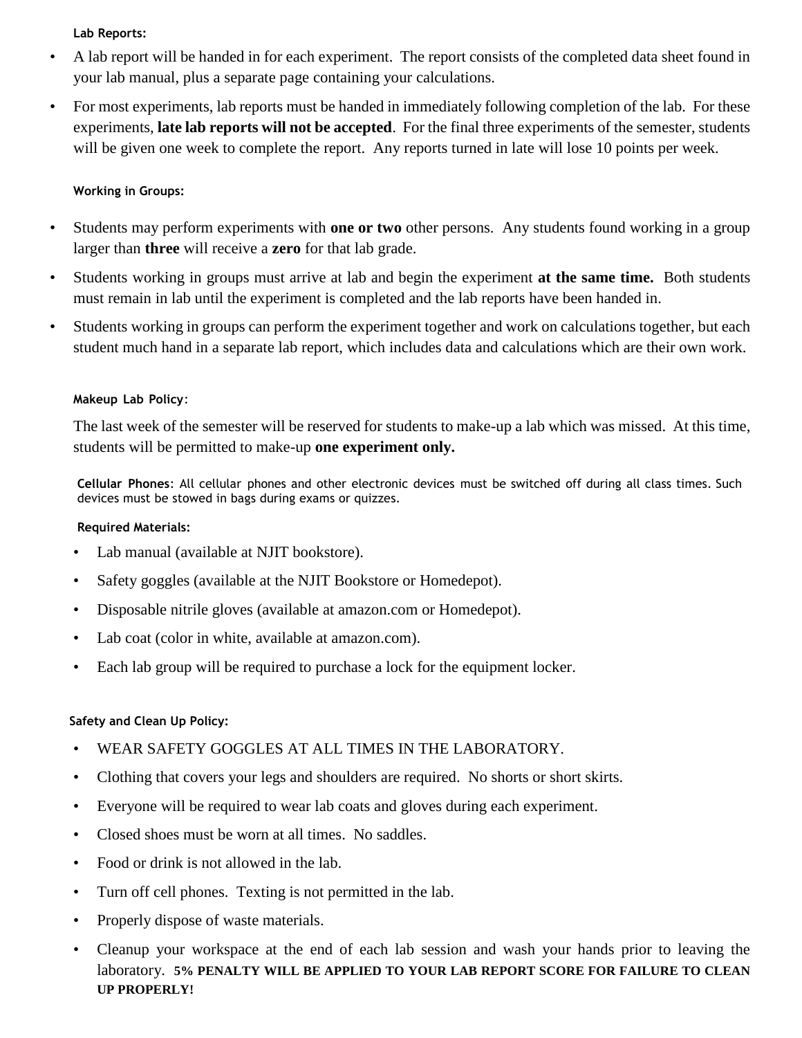**Lab Reports:**

- A lab report will be handed in for each experiment. The report consists of the completed data sheet found in your lab manual, plus a separate page containing your calculations.
- For most experiments, lab reports must be handed in immediately following completion of the lab. For these experiments, **late lab reports will not be accepted**. For the final three experiments of the semester, students will be given one week to complete the report. Any reports turned in late will lose 10 points per week.

**Working in Groups:**

- Students may perform experiments with **one or two** other persons. Any students found working in a group larger than **three** will receive a **zero** for that lab grade.
- Students working in groups must arrive at lab and begin the experiment **at the same time.** Both students must remain in lab until the experiment is completed and the lab reports have been handed in.
- Students working in groups can perform the experiment together and work on calculations together, but each student much hand in a separate lab report, which includes data and calculations which are their own work.

**Makeup Lab Policy**:

The last week of the semester will be reserved for students to make-up a lab which was missed. At this time, students will be permitted to make-up **one experiment only.**

**Cellular Phones**: All cellular phones and other electronic devices must be switched off during all class times. Such devices must be stowed in bags during exams or quizzes.

**Required Materials:**

- Lab manual (available at NJIT bookstore).
- Safety goggles (available at the NJIT Bookstore or Homedepot).
- Disposable nitrile gloves (available at amazon.com or Homedepot).
- Lab coat (color in white, available at amazon.com).
- Each lab group will be required to purchase a lock for the equipment locker.

**Safety and Clean Up Policy:**

- WEAR SAFETY GOGGLES AT ALL TIMES IN THE LABORATORY.
- Clothing that covers your legs and shoulders are required. No shorts or short skirts.
- Everyone will be required to wear lab coats and gloves during each experiment.
- Closed shoes must be worn at all times. No saddles.
- Food or drink is not allowed in the lab.
- Turn off cell phones. Texting is not permitted in the lab.
- Properly dispose of waste materials.
- Cleanup your workspace at the end of each lab session and wash your hands prior to leaving the laboratory. **5% PENALTY WILL BE APPLIED TO YOUR LAB REPORT SCORE FOR FAILURE TO CLEAN UP PROPERLY!**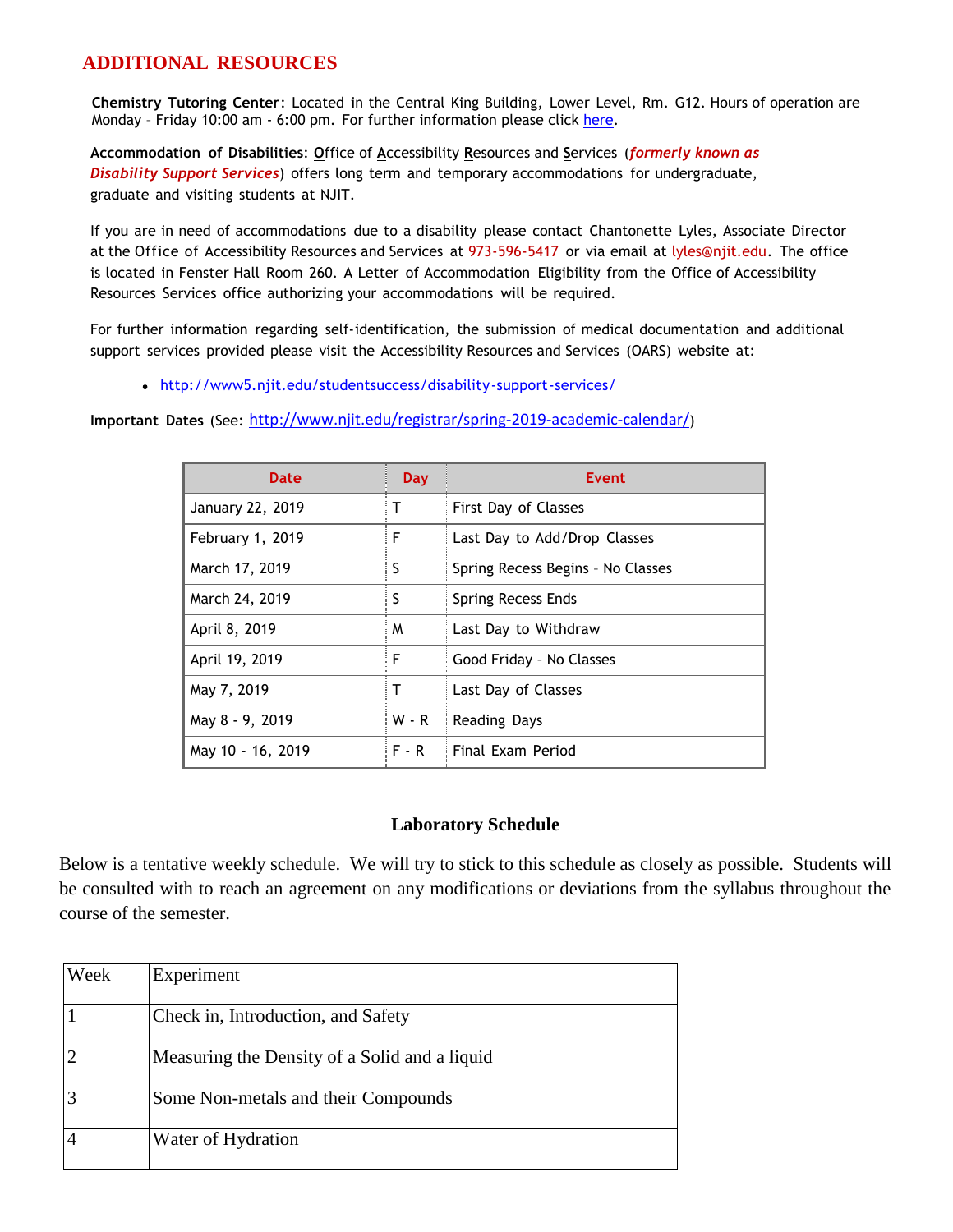## ADDITIONAL RESOURCES

**Chemistry Tutoring Center**: Located in the Central King Building, Lower Level, Rm. G12. Hours of operation are Monday – Friday 10:00 am - 6:00 pm. For further information please click here.

**Accommodation of Disabilities**: Office of Accessibility Resources and Services (***formerly known as Disability Support Services***) offers long term and temporary accommodations for undergraduate, graduate and visiting students at NJIT.

If you are in need of accommodations due to a disability please contact Chantonette Lyles, Associate Director at the Office of Accessibility Resources and Services at 973-596-5417 or via email at lyles@njit.edu. The office is located in Fenster Hall Room 260. A Letter of Accommodation Eligibility from the Office of Accessibility Resources Services office authorizing your accommodations will be required.

For further information regarding self-identification, the submission of medical documentation and additional support services provided please visit the Accessibility Resources and Services (OARS) website at:

- http://www5.njit.edu/studentsuccess/disability-support-services/

**Important Dates** (See: http://www.njit.edu/registrar/spring-2019-academic-calendar/)

| Date | Day | Event |
|---|---|---|
| January 22, 2019 | T | First Day of Classes |
| February 1, 2019 | F | Last Day to Add/Drop Classes |
| March 17, 2019 | S | Spring Recess Begins – No Classes |
| March 24, 2019 | S | Spring Recess Ends |
| April 8, 2019 | M | Last Day to Withdraw |
| April 19, 2019 | F | Good Friday – No Classes |
| May 7, 2019 | T | Last Day of Classes |
| May 8 - 9, 2019 | W - R | Reading Days |
| May 10 - 16, 2019 | F - R | Final Exam Period |

### Laboratory Schedule

Below is a tentative weekly schedule. We will try to stick to this schedule as closely as possible. Students will be consulted with to reach an agreement on any modifications or deviations from the syllabus throughout the course of the semester.

| Week | Experiment |
|---|---|
| 1 | Check in, Introduction, and Safety |
| 2 | Measuring the Density of a Solid and a liquid |
| 3 | Some Non-metals and their Compounds |
| 4 | Water of Hydration |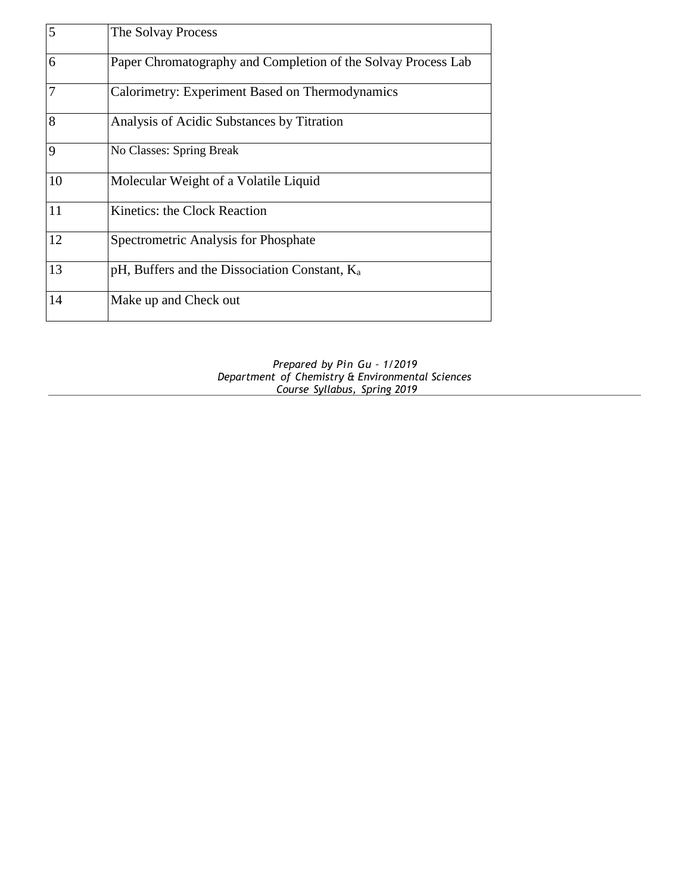| | |
|---|---|
| 5 | The Solvay Process |
| 6 | Paper Chromatography and Completion of the Solvay Process Lab |
| 7 | Calorimetry: Experiment Based on Thermodynamics |
| 8 | Analysis of Acidic Substances by Titration |
| 9 | No Classes: Spring Break |
| 10 | Molecular Weight of a Volatile Liquid |
| 11 | Kinetics: the Clock Reaction |
| 12 | Spectrometric Analysis for Phosphate |
| 13 | pH, Buffers and the Dissociation Constant, $K_a$ |
| 14 | Make up and Check out |